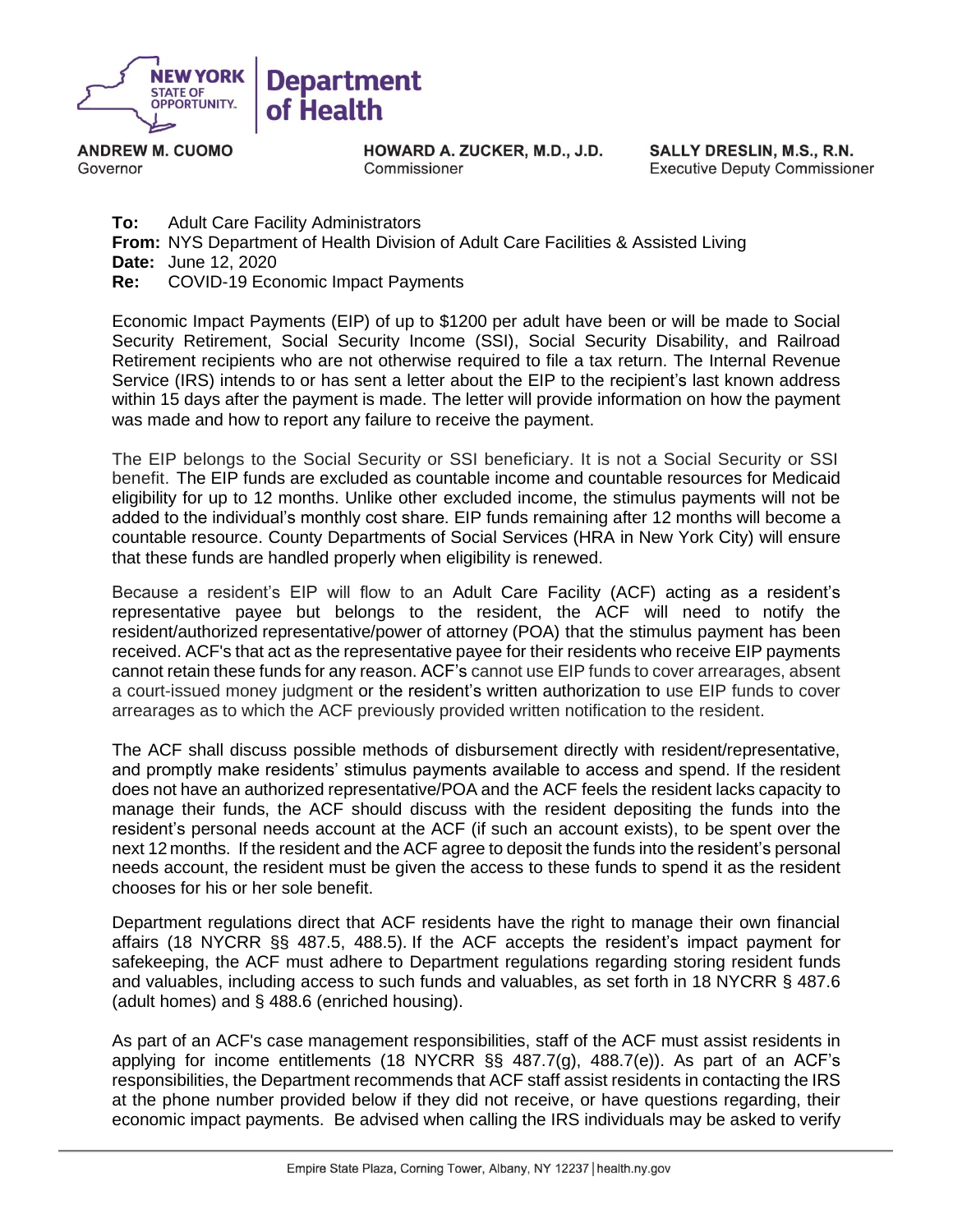NEW YORK STATE OF OPPORTUNITY. | Department of Health

**ANDREW M. CUOMO**
Governor

**HOWARD A. ZUCKER, M.D., J.D.**
Commissioner

**SALLY DRESLIN, M.S., R.N.**
Executive Deputy Commissioner

**To:** Adult Care Facility Administrators
**From:** NYS Department of Health Division of Adult Care Facilities & Assisted Living
**Date:** June 12, 2020
**Re:** COVID-19 Economic Impact Payments

Economic Impact Payments (EIP) of up to $1200 per adult have been or will be made to Social Security Retirement, Social Security Income (SSI), Social Security Disability, and Railroad Retirement recipients who are not otherwise required to file a tax return. The Internal Revenue Service (IRS) intends to or has sent a letter about the EIP to the recipient's last known address within 15 days after the payment is made. The letter will provide information on how the payment was made and how to report any failure to receive the payment.

The EIP belongs to the Social Security or SSI beneficiary. It is not a Social Security or SSI benefit. The EIP funds are excluded as countable income and countable resources for Medicaid eligibility for up to 12 months. Unlike other excluded income, the stimulus payments will not be added to the individual's monthly cost share. EIP funds remaining after 12 months will become a countable resource. County Departments of Social Services (HRA in New York City) will ensure that these funds are handled properly when eligibility is renewed.

Because a resident's EIP will flow to an Adult Care Facility (ACF) acting as a resident's representative payee but belongs to the resident, the ACF will need to notify the resident/authorized representative/power of attorney (POA) that the stimulus payment has been received. ACF's that act as the representative payee for their residents who receive EIP payments cannot retain these funds for any reason. ACF's cannot use EIP funds to cover arrearages, absent a court-issued money judgment or the resident's written authorization to use EIP funds to cover arrearages as to which the ACF previously provided written notification to the resident.

The ACF shall discuss possible methods of disbursement directly with resident/representative, and promptly make residents' stimulus payments available to access and spend. If the resident does not have an authorized representative/POA and the ACF feels the resident lacks capacity to manage their funds, the ACF should discuss with the resident depositing the funds into the resident's personal needs account at the ACF (if such an account exists), to be spent over the next 12 months. If the resident and the ACF agree to deposit the funds into the resident's personal needs account, the resident must be given the access to these funds to spend it as the resident chooses for his or her sole benefit.

Department regulations direct that ACF residents have the right to manage their own financial affairs (18 NYCRR §§ 487.5, 488.5). If the ACF accepts the resident's impact payment for safekeeping, the ACF must adhere to Department regulations regarding storing resident funds and valuables, including access to such funds and valuables, as set forth in 18 NYCRR § 487.6 (adult homes) and § 488.6 (enriched housing).

As part of an ACF's case management responsibilities, staff of the ACF must assist residents in applying for income entitlements (18 NYCRR §§ 487.7(g), 488.7(e)). As part of an ACF's responsibilities, the Department recommends that ACF staff assist residents in contacting the IRS at the phone number provided below if they did not receive, or have questions regarding, their economic impact payments. Be advised when calling the IRS individuals may be asked to verify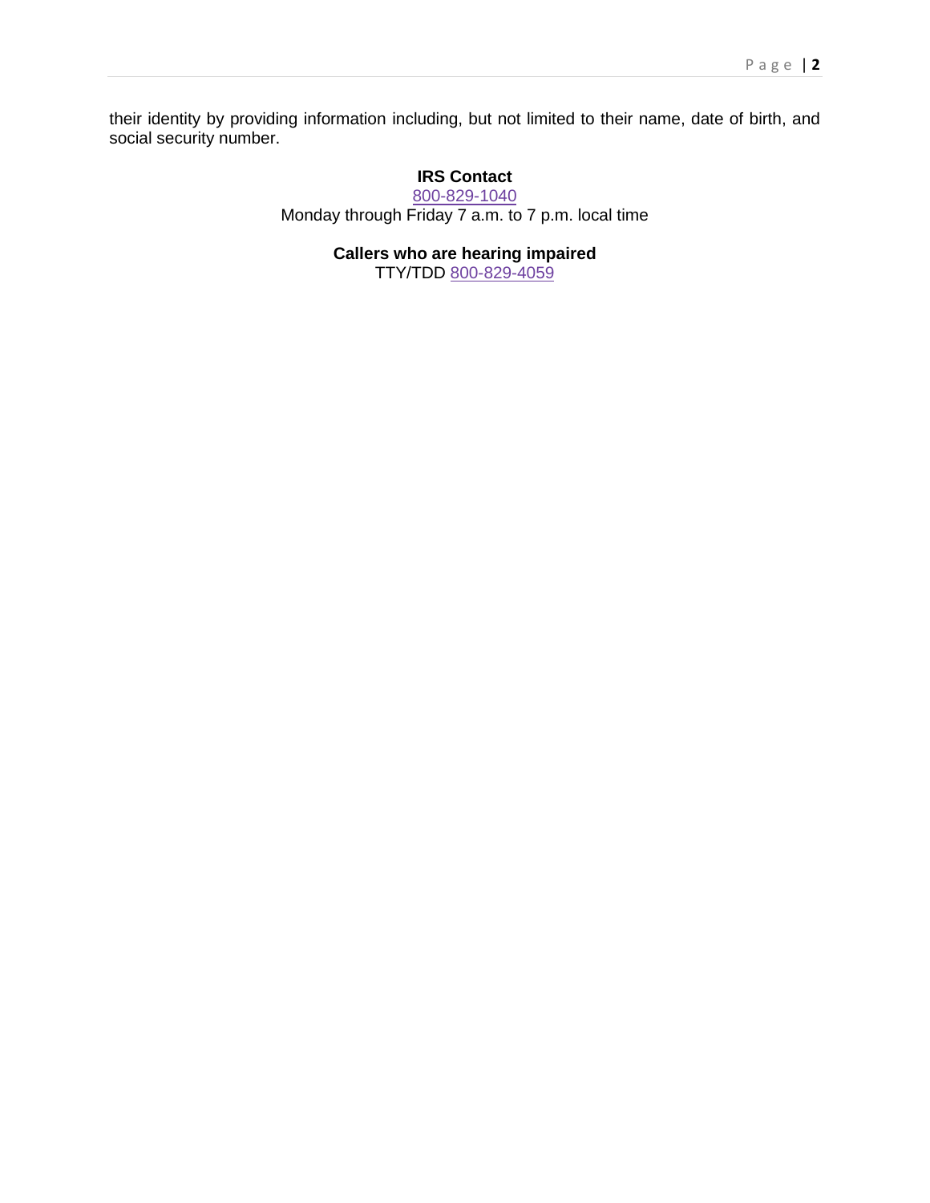their identity by providing information including, but not limited to their name, date of birth, and social security number.

**IRS Contact**
800-829-1040
Monday through Friday 7 a.m. to 7 p.m. local time

**Callers who are hearing impaired**
TTY/TDD 800-829-4059